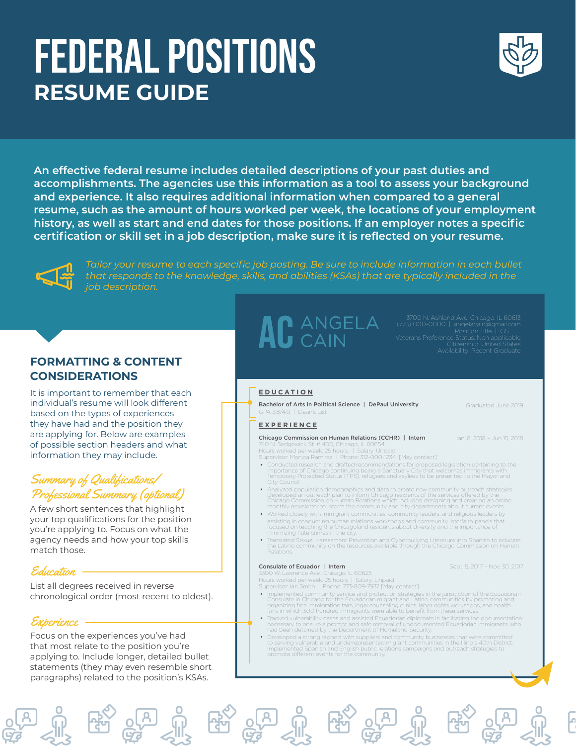# FEDERAL POSITIONS

## RESUME GUIDE

**An effective federal resume includes detailed descriptions of your past duties and accomplishments. The agencies use this information as a tool to assess your background and experience. It also requires additional information when compared to a general resume, such as the amount of hours worked per week, the locations of your employment history, as well as start and end dates for those positions. If an employer notes a specific certification or skill set in a job description, make sure it is reflected on your resume.**

*Tailor your resume to each specific job posting. Be sure to include information in each bullet that responds to the knowledge, skills, and abilities (KSAs) that are typically included in the job description.*

### FORMATTING & CONTENT CONSIDERATIONS

It is important to remember that each individual's resume will look different based on the types of experiences they have had and the position they are applying for. Below are examples of possible section headers and what information they may include.

*Summary of Qualifications/ Professional Summary (optional)*

A few short sentences that highlight your top qualifications for the position you're applying to. Focus on what the agency needs and how your top skills match those.

*Education*

List all degrees received in reverse chronological order (most recent to oldest).

*Experience*

Focus on the experiences you've had that most relate to the position you're applying to. Include longer, detailed bullet statements (they may even resemble short paragraphs) related to the position's KSAs.

---

**AC ANGELA CAIN**

3700 N. Ashland Ave. Chicago, IL 60613
(773) 000-0000 | angelacain@gmail.com
Position Title | GS ___
Veterans Preference Status: Non applicable
Citizenship: United States
Availability: Recent Graduate

**EDUCATION**

**Bachelor of Arts in Political Science | DePaul University** — Graduated June 2019
GPA 3.8/4.0 | Dean's List

**EXPERIENCE**

**Chicago Commission on Human Relations (CCHR) | Intern** — Jan. 8, 2018 – Jun 15, 2018
740 N. Sedgewick St. # 400, Chicago, IL 60654
Hours worked per week: 25 hours | Salary: Unpaid
Supervisor: Monica Ramirez | Phone: 312-000-1234 [May contact]

- Conducted research and drafted recommendations for proposed legislation pertaining to the importance of Chicago continuing being a Sanctuary City that welcomes immigrants with Temporary Protected Status (TPS), refugees and asylees to be presented to the Mayor and City Council.
- Analyzed population demographics and data to create new community outreach strategies. Developed an outreach plan to inform Chicago residents of the services offered by the Chicago Commission on Human Relations which included designing and creating an online monthly newsletter to inform the community and city departments about current events.
- Worked closely with immigrant communities, community leaders, and religious leaders by assisting in conducting human relations workshops and community interfaith panels that focused on teaching the Chicagoland residents about diversity and the importance of minimizing hate crimes in the city.
- Translated Sexual Harassment Prevention and Cyberbullying Literature into Spanish to educate the Latino community on the resources available through the Chicago Commission on Human Relations.

**Consulate of Ecuador | Intern** — Sept. 5, 2017 – Nov. 30, 2017
3300 W. Lawrence Ave., Chicago, IL 60625
Hours worked per week: 25 hours | Salary: Unpaid
Supervisor: Ian Smith | Phone: 773-809-7937 [May contact]

- Implemented community service and protection strategies in the jurisdiction of the Ecuadorian Consulate in Chicago for the Ecuadorian migrant and Latino communities by promoting and organizing free immigration fairs, legal counseling clinics, labor rights workshops, and health fairs in which 300 hundred immigrants were able to benefit from these services.
- Tracked vulnerability cases and assisted Ecuadorian diplomats in facilitating the documentation necessary to ensure a prompt and safe removal of undocumented Ecuadorian immigrants who had been detained by the Department of Homeland Security.
- Developed a strong rapport with suppliers and community businesses that were committed to serving vulnerable and underrepresented migrant communities in the Illinois 40th District. Implemented Spanish and English public relations campaigns and outreach strategies to promote different events for the community.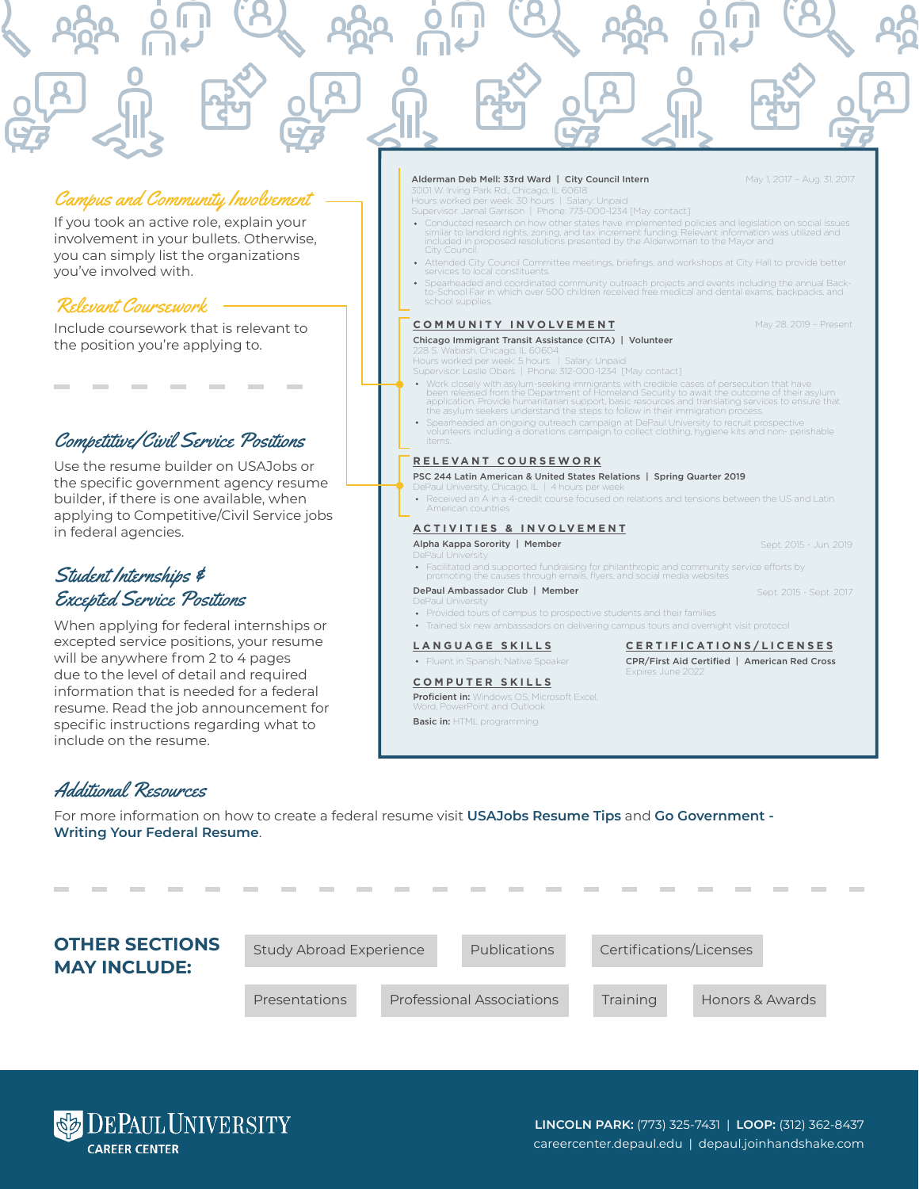## Campus and Community Involvement

If you took an active role, explain your involvement in your bullets. Otherwise, you can simply list the organizations you've involved with.

## Relevant Coursework

Include coursework that is relevant to the position you're applying to.

## Competitive/Civil Service Positions

Use the resume builder on USAJobs or the specific government agency resume builder, if there is one available, when applying to Competitive/Civil Service jobs in federal agencies.

## Student Internships & Excepted Service Positions

When applying for federal internships or excepted service positions, your resume will be anywhere from 2 to 4 pages due to the level of detail and required information that is needed for a federal resume. Read the job announcement for specific instructions regarding what to include on the resume.

---

**Alderman Deb Mell: 33rd Ward | City Council Intern** — May 1, 2017 – Aug. 31, 2017
3001 W. Irving Park Rd., Chicago, IL 60618
Hours worked per week: 30 hours | Salary: Unpaid
Supervisor: Jamal Garrison | Phone: 773-000-1234 [May contact]

- Conducted research on how other states have implemented policies and legislation on social issues similar to landlord rights, zoning, and tax increment funding. Relevant information was utilized and included in proposed resolutions presented by the Alderwoman to the Mayor and City Council.
- Attended City Council Committee meetings, briefings, and workshops at City Hall to provide better services to local constituents.
- Spearheaded and coordinated community outreach projects and events including the annual Back-to-School Fair in which over 500 children received free medical and dental exams, backpacks, and school supplies.

### COMMUNITY INVOLVEMENT

**Chicago Immigrant Transit Assistance (CITA) | Volunteer** — May 28, 2019 – Present
228 S. Wabash, Chicago, IL 60604
Hours worked per week: 5 hours | Salary: Unpaid
Supervisor: Leslie Obers | Phone: 312-000-1234 [May contact]

- Work closely with asylum-seeking immigrants with credible cases of persecution that have been released from the Department of Homeland Security to await the outcome of their asylum application. Provide humanitarian support, basic resources and translating services to ensure that the asylum seekers understand the steps to follow in their immigration process.
- Spearheaded an ongoing outreach campaign at DePaul University to recruit prospective volunteers including a donations campaign to collect clothing, hygiene kits and non- perishable items.

### RELEVANT COURSEWORK

**PSC 244 Latin American & United States Relations | Spring Quarter 2019**
DePaul University, Chicago, IL | 4 hours per week

- Received an A in a 4-credit course focused on relations and tensions between the US and Latin American countries

### ACTIVITIES & INVOLVEMENT

**Alpha Kappa Sorority | Member** — Sept. 2015 - Jun. 2019
DePaul University

- Facilitated and supported fundraising for philanthropic and community service efforts by promoting the causes through emails, flyers, and social media websites

**DePaul Ambassador Club | Member** — Sept. 2015 - Sept. 2017
DePaul University

- Provided tours of campus to prospective students and their families
- Trained six new ambassadors on delivering campus tours and overnight visit protocol

### LANGUAGE SKILLS

- Fluent in Spanish; Native Speaker

### CERTIFICATIONS/LICENSES

**CPR/First Aid Certified | American Red Cross**
Expires June 2022

### COMPUTER SKILLS

**Proficient in:** Windows OS, Microsoft Excel, Word, PowerPoint and Outlook

**Basic in:** HTML programming

---

## Additional Resources

For more information on how to create a federal resume visit **USAJobs Resume Tips** and **Go Government - Writing Your Federal Resume**.

## OTHER SECTIONS MAY INCLUDE:

- Study Abroad Experience
- Publications
- Certifications/Licenses
- Presentations
- Professional Associations
- Training
- Honors & Awards

DEPAUL UNIVERSITY CAREER CENTER

**LINCOLN PARK:** (773) 325-7431 | **LOOP:** (312) 362-8437
careercenter.depaul.edu | depaul.joinhandshake.com